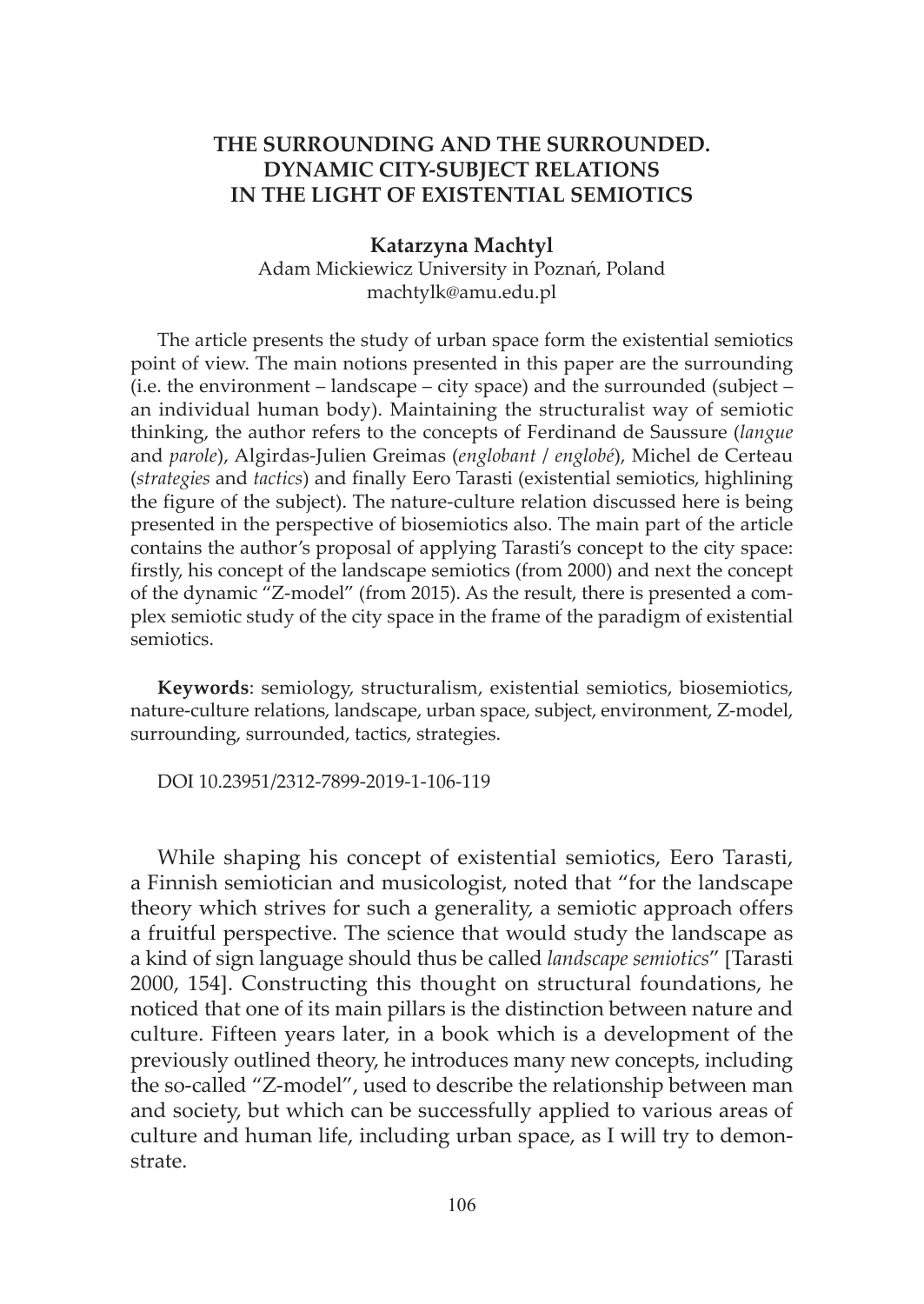# THE SURROUNDING AND THE SURROUNDED. DYNAMIC CITY-SUBJECT RELATIONS IN THE LIGHT OF EXISTENTIAL SEMIOTICS

**Katarzyna Machtyl**
Adam Mickiewicz University in Poznań, Poland
machtylk@amu.edu.pl

The article presents the study of urban space form the existential semiotics point of view. The main notions presented in this paper are the surrounding (i.e. the environment – landscape – city space) and the surrounded (subject – an individual human body). Maintaining the structuralist way of semiotic thinking, the author refers to the concepts of Ferdinand de Saussure (*langue* and *parole*), Algirdas-Julien Greimas (*englobant* / *englobé*), Michel de Certeau (*strategies* and *tactics*) and finally Eero Tarasti (existential semiotics, highlining the figure of the subject). The nature-culture relation discussed here is being presented in the perspective of biosemiotics also. The main part of the article contains the author's proposal of applying Tarasti's concept to the city space: firstly, his concept of the landscape semiotics (from 2000) and next the concept of the dynamic "Z-model" (from 2015). As the result, there is presented a complex semiotic study of the city space in the frame of the paradigm of existential semiotics.

**Keywords**: semiology, structuralism, existential semiotics, biosemiotics, nature-culture relations, landscape, urban space, subject, environment, Z-model, surrounding, surrounded, tactics, strategies.

DOI 10.23951/2312-7899-2019-1-106-119

While shaping his concept of existential semiotics, Eero Tarasti, a Finnish semiotician and musicologist, noted that "for the landscape theory which strives for such a generality, a semiotic approach offers a fruitful perspective. The science that would study the landscape as a kind of sign language should thus be called *landscape semiotics*" [Tarasti 2000, 154]. Constructing this thought on structural foundations, he noticed that one of its main pillars is the distinction between nature and culture. Fifteen years later, in a book which is a development of the previously outlined theory, he introduces many new concepts, including the so-called "Z-model", used to describe the relationship between man and society, but which can be successfully applied to various areas of culture and human life, including urban space, as I will try to demonstrate.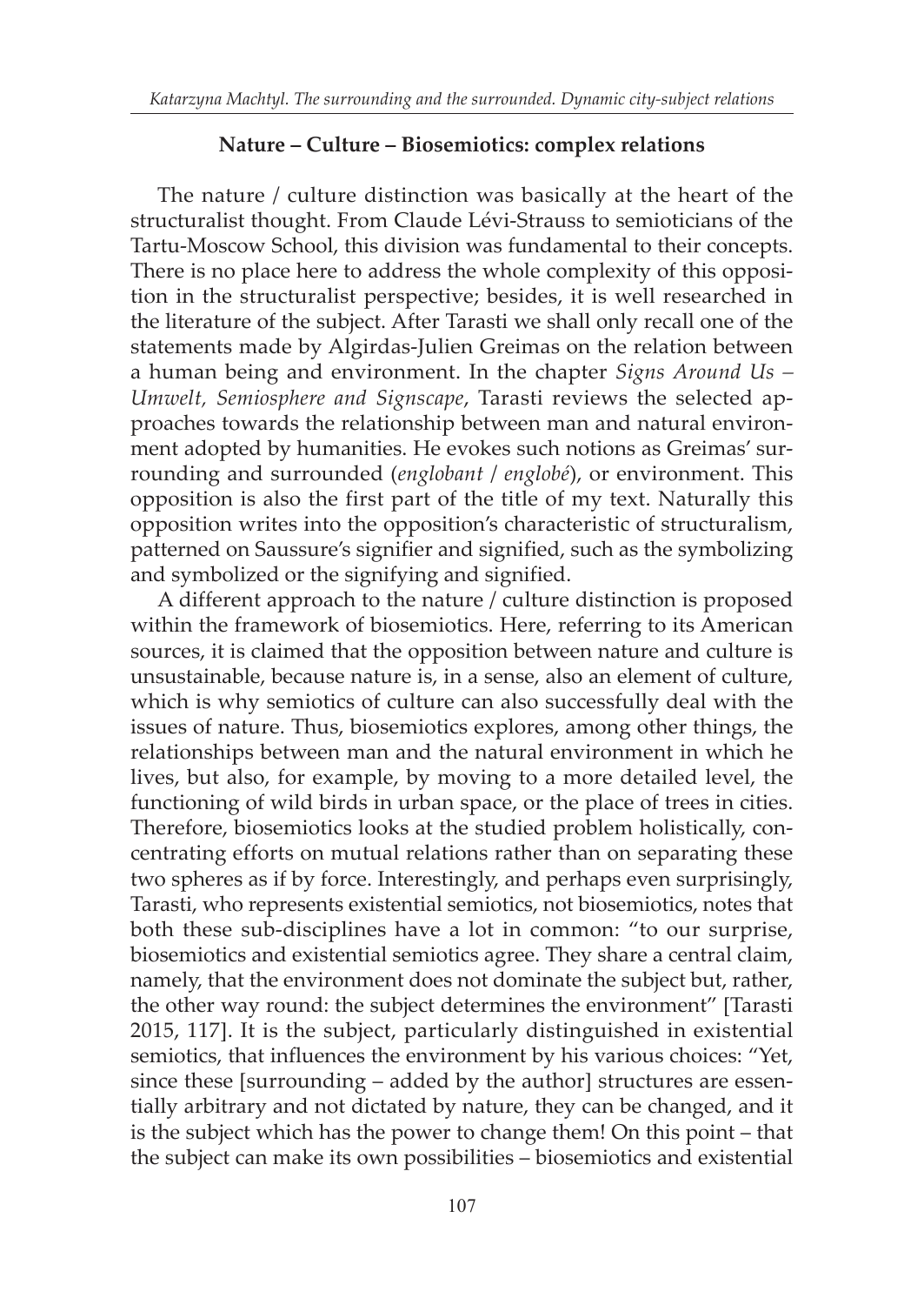## Nature – Culture – Biosemiotics: complex relations

The nature / culture distinction was basically at the heart of the structuralist thought. From Claude Lévi-Strauss to semioticians of the Tartu-Moscow School, this division was fundamental to their concepts. There is no place here to address the whole complexity of this opposition in the structuralist perspective; besides, it is well researched in the literature of the subject. After Tarasti we shall only recall one of the statements made by Algirdas-Julien Greimas on the relation between a human being and environment. In the chapter *Signs Around Us – Umwelt, Semiosphere and Signscape*, Tarasti reviews the selected approaches towards the relationship between man and natural environment adopted by humanities. He evokes such notions as Greimas' surrounding and surrounded (*englobant* / *englobé*), or environment. This opposition is also the first part of the title of my text. Naturally this opposition writes into the opposition's characteristic of structuralism, patterned on Saussure's signifier and signified, such as the symbolizing and symbolized or the signifying and signified.

A different approach to the nature / culture distinction is proposed within the framework of biosemiotics. Here, referring to its American sources, it is claimed that the opposition between nature and culture is unsustainable, because nature is, in a sense, also an element of culture, which is why semiotics of culture can also successfully deal with the issues of nature. Thus, biosemiotics explores, among other things, the relationships between man and the natural environment in which he lives, but also, for example, by moving to a more detailed level, the functioning of wild birds in urban space, or the place of trees in cities. Therefore, biosemiotics looks at the studied problem holistically, concentrating efforts on mutual relations rather than on separating these two spheres as if by force. Interestingly, and perhaps even surprisingly, Tarasti, who represents existential semiotics, not biosemiotics, notes that both these sub-disciplines have a lot in common: "to our surprise, biosemiotics and existential semiotics agree. They share a central claim, namely, that the environment does not dominate the subject but, rather, the other way round: the subject determines the environment" [Tarasti 2015, 117]. It is the subject, particularly distinguished in existential semiotics, that influences the environment by his various choices: "Yet, since these [surrounding – added by the author] structures are essentially arbitrary and not dictated by nature, they can be changed, and it is the subject which has the power to change them! On this point – that the subject can make its own possibilities – biosemiotics and existential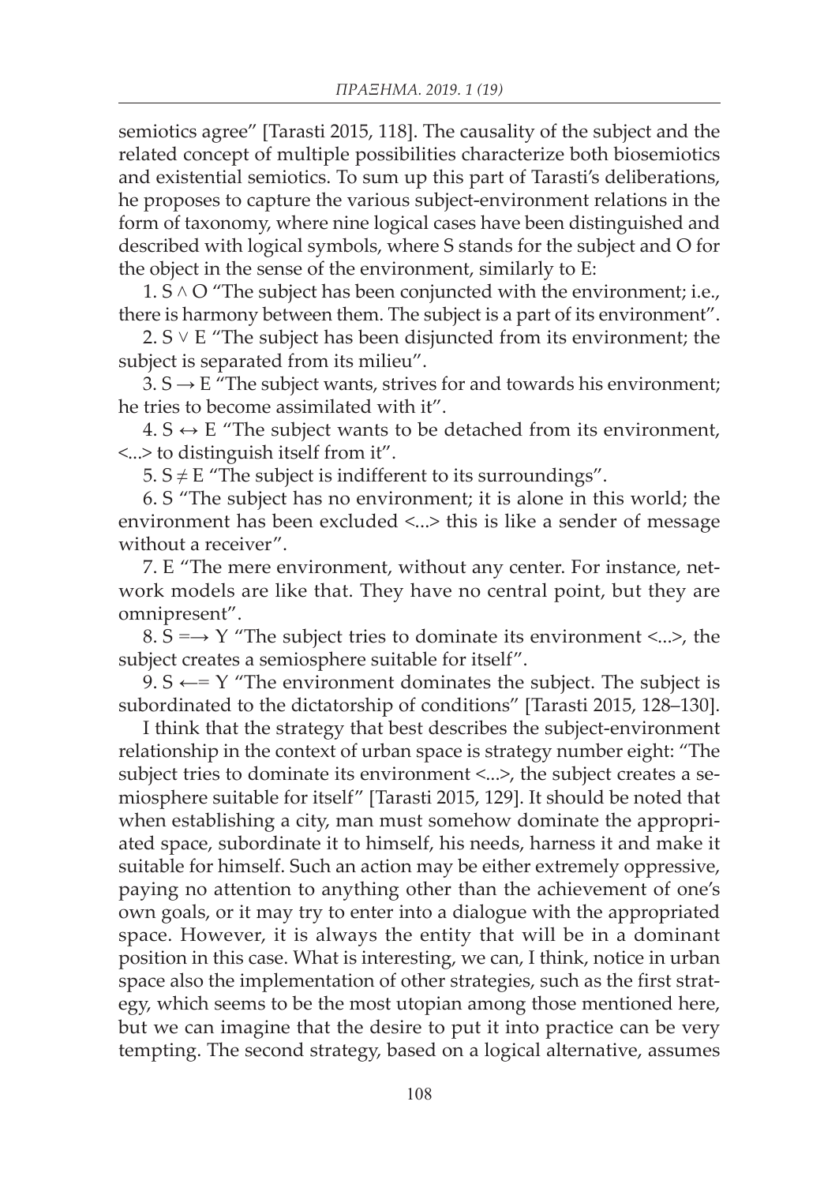semiotics agree" [Tarasti 2015, 118]. The causality of the subject and the related concept of multiple possibilities characterize both biosemiotics and existential semiotics. To sum up this part of Tarasti's deliberations, he proposes to capture the various subject-environment relations in the form of taxonomy, where nine logical cases have been distinguished and described with logical symbols, where S stands for the subject and O for the object in the sense of the environment, similarly to E:

1. $S \wedge O$ "The subject has been conjuncted with the environment; i.e., there is harmony between them. The subject is a part of its environment".

2. $S \vee E$ "The subject has been disjuncted from its environment; the subject is separated from its milieu".

3. $S \rightarrow E$ "The subject wants, strives for and towards his environment; he tries to become assimilated with it".

4. $S \leftrightarrow E$ "The subject wants to be detached from its environment, <...> to distinguish itself from it".

5. $S \neq E$ "The subject is indifferent to its surroundings".

6. S "The subject has no environment; it is alone in this world; the environment has been excluded <...> this is like a sender of message without a receiver".

7. E "The mere environment, without any center. For instance, network models are like that. They have no central point, but they are omnipresent".

8. $S =\rightarrow Y$ "The subject tries to dominate its environment <...>, the subject creates a semiosphere suitable for itself".

9. $S \leftarrow= Y$ "The environment dominates the subject. The subject is subordinated to the dictatorship of conditions" [Tarasti 2015, 128–130].

I think that the strategy that best describes the subject-environment relationship in the context of urban space is strategy number eight: "The subject tries to dominate its environment <...>, the subject creates a semiosphere suitable for itself" [Tarasti 2015, 129]. It should be noted that when establishing a city, man must somehow dominate the appropriated space, subordinate it to himself, his needs, harness it and make it suitable for himself. Such an action may be either extremely oppressive, paying no attention to anything other than the achievement of one's own goals, or it may try to enter into a dialogue with the appropriated space. However, it is always the entity that will be in a dominant position in this case. What is interesting, we can, I think, notice in urban space also the implementation of other strategies, such as the first strategy, which seems to be the most utopian among those mentioned here, but we can imagine that the desire to put it into practice can be very tempting. The second strategy, based on a logical alternative, assumes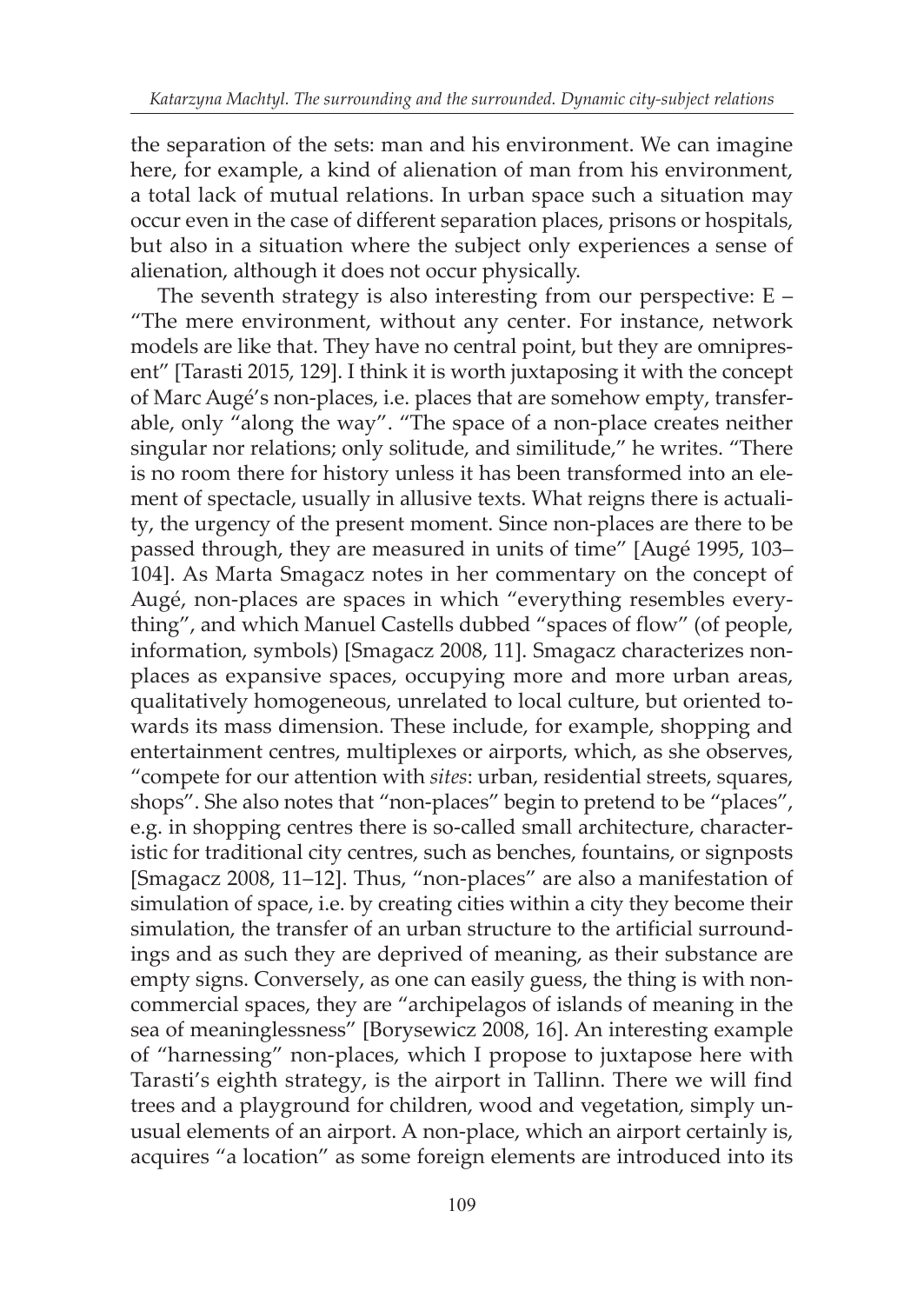the separation of the sets: man and his environment. We can imagine here, for example, a kind of alienation of man from his environment, a total lack of mutual relations. In urban space such a situation may occur even in the case of different separation places, prisons or hospitals, but also in a situation where the subject only experiences a sense of alienation, although it does not occur physically.

The seventh strategy is also interesting from our perspective: E – "The mere environment, without any center. For instance, network models are like that. They have no central point, but they are omnipresent" [Tarasti 2015, 129]. I think it is worth juxtaposing it with the concept of Marc Augé's non-places, i.e. places that are somehow empty, transferable, only "along the way". "The space of a non-place creates neither singular nor relations; only solitude, and similitude," he writes. "There is no room there for history unless it has been transformed into an element of spectacle, usually in allusive texts. What reigns there is actuality, the urgency of the present moment. Since non-places are there to be passed through, they are measured in units of time" [Augé 1995, 103–104]. As Marta Smagacz notes in her commentary on the concept of Augé, non-places are spaces in which "everything resembles everything", and which Manuel Castells dubbed "spaces of flow" (of people, information, symbols) [Smagacz 2008, 11]. Smagacz characterizes non-places as expansive spaces, occupying more and more urban areas, qualitatively homogeneous, unrelated to local culture, but oriented towards its mass dimension. These include, for example, shopping and entertainment centres, multiplexes or airports, which, as she observes, "compete for our attention with *sites*: urban, residential streets, squares, shops". She also notes that "non-places" begin to pretend to be "places", e.g. in shopping centres there is so-called small architecture, characteristic for traditional city centres, such as benches, fountains, or signposts [Smagacz 2008, 11–12]. Thus, "non-places" are also a manifestation of simulation of space, i.e. by creating cities within a city they become their simulation, the transfer of an urban structure to the artificial surroundings and as such they are deprived of meaning, as their substance are empty signs. Conversely, as one can easily guess, the thing is with non-commercial spaces, they are "archipelagos of islands of meaning in the sea of meaninglessness" [Borysewicz 2008, 16]. An interesting example of "harnessing" non-places, which I propose to juxtapose here with Tarasti's eighth strategy, is the airport in Tallinn. There we will find trees and a playground for children, wood and vegetation, simply unusual elements of an airport. A non-place, which an airport certainly is, acquires "a location" as some foreign elements are introduced into its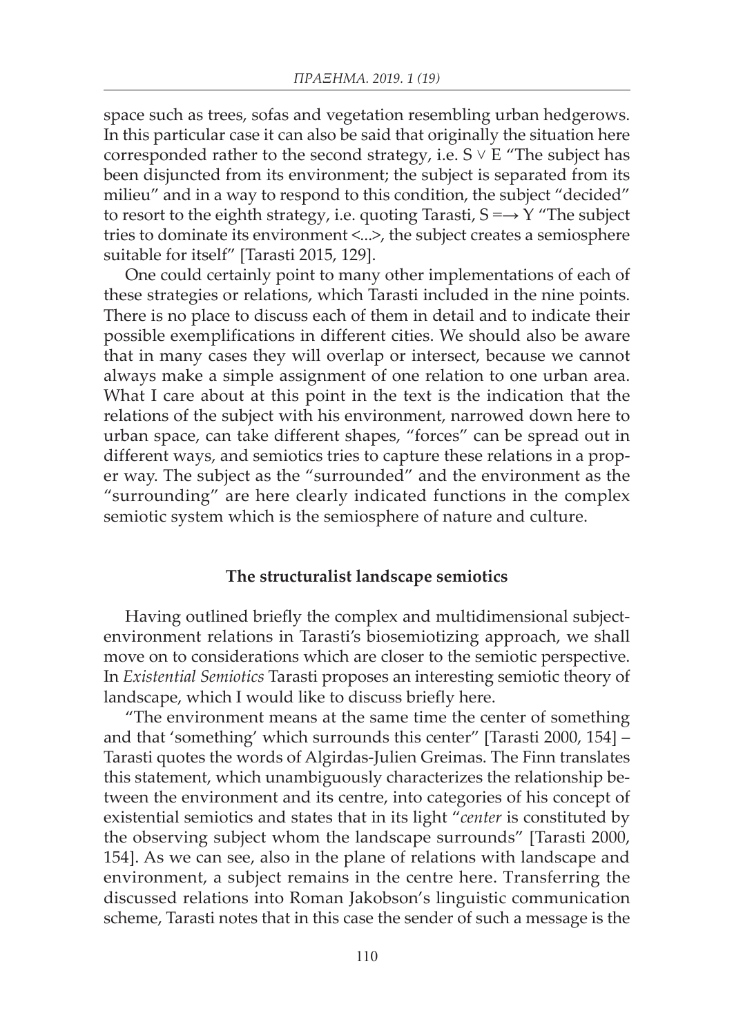space such as trees, sofas and vegetation resembling urban hedgerows. In this particular case it can also be said that originally the situation here corresponded rather to the second strategy, i.e. $S \vee E$ "The subject has been disjuncted from its environment; the subject is separated from its milieu" and in a way to respond to this condition, the subject "decided" to resort to the eighth strategy, i.e. quoting Tarasti, $S =\rightarrow Y$ "The subject tries to dominate its environment <...>, the subject creates a semiosphere suitable for itself" [Tarasti 2015, 129].

One could certainly point to many other implementations of each of these strategies or relations, which Tarasti included in the nine points. There is no place to discuss each of them in detail and to indicate their possible exemplifications in different cities. We should also be aware that in many cases they will overlap or intersect, because we cannot always make a simple assignment of one relation to one urban area. What I care about at this point in the text is the indication that the relations of the subject with his environment, narrowed down here to urban space, can take different shapes, "forces" can be spread out in different ways, and semiotics tries to capture these relations in a proper way. The subject as the "surrounded" and the environment as the "surrounding" are here clearly indicated functions in the complex semiotic system which is the semiosphere of nature and culture.

## The structuralist landscape semiotics

Having outlined briefly the complex and multidimensional subject-environment relations in Tarasti's biosemiotizing approach, we shall move on to considerations which are closer to the semiotic perspective. In *Existential Semiotics* Tarasti proposes an interesting semiotic theory of landscape, which I would like to discuss briefly here.

"The environment means at the same time the center of something and that 'something' which surrounds this center" [Tarasti 2000, 154] – Tarasti quotes the words of Algirdas-Julien Greimas. The Finn translates this statement, which unambiguously characterizes the relationship between the environment and its centre, into categories of his concept of existential semiotics and states that in its light "*center* is constituted by the observing subject whom the landscape surrounds" [Tarasti 2000, 154]. As we can see, also in the plane of relations with landscape and environment, a subject remains in the centre here. Transferring the discussed relations into Roman Jakobson's linguistic communication scheme, Tarasti notes that in this case the sender of such a message is the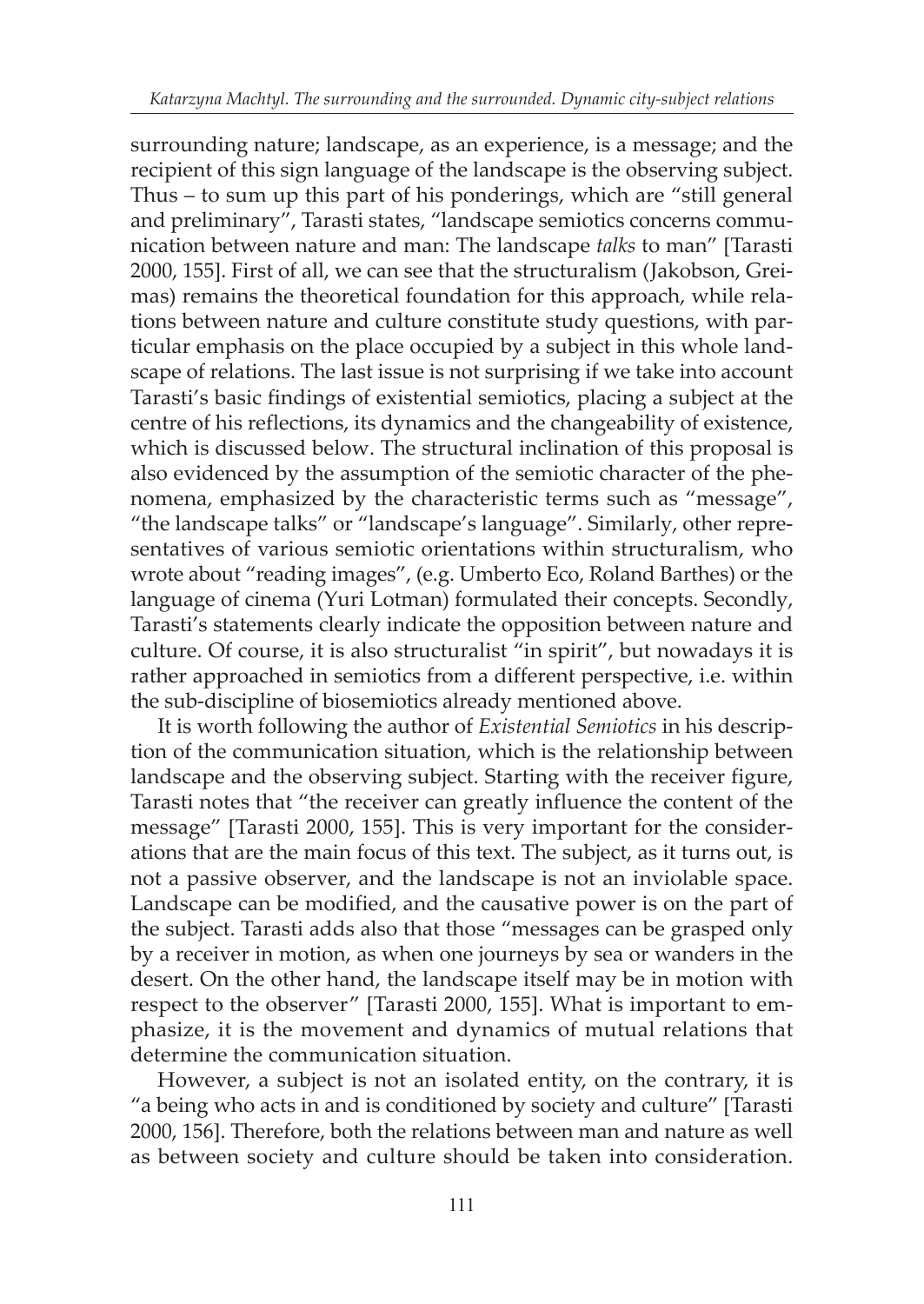surrounding nature; landscape, as an experience, is a message; and the recipient of this sign language of the landscape is the observing subject. Thus – to sum up this part of his ponderings, which are "still general and preliminary", Tarasti states, "landscape semiotics concerns communication between nature and man: The landscape *talks* to man" [Tarasti 2000, 155]. First of all, we can see that the structuralism (Jakobson, Greimas) remains the theoretical foundation for this approach, while relations between nature and culture constitute study questions, with particular emphasis on the place occupied by a subject in this whole landscape of relations. The last issue is not surprising if we take into account Tarasti's basic findings of existential semiotics, placing a subject at the centre of his reflections, its dynamics and the changeability of existence, which is discussed below. The structural inclination of this proposal is also evidenced by the assumption of the semiotic character of the phenomena, emphasized by the characteristic terms such as "message", "the landscape talks" or "landscape's language". Similarly, other representatives of various semiotic orientations within structuralism, who wrote about "reading images", (e.g. Umberto Eco, Roland Barthes) or the language of cinema (Yuri Lotman) formulated their concepts. Secondly, Tarasti's statements clearly indicate the opposition between nature and culture. Of course, it is also structuralist "in spirit", but nowadays it is rather approached in semiotics from a different perspective, i.e. within the sub-discipline of biosemiotics already mentioned above.

It is worth following the author of *Existential Semiotics* in his description of the communication situation, which is the relationship between landscape and the observing subject. Starting with the receiver figure, Tarasti notes that "the receiver can greatly influence the content of the message" [Tarasti 2000, 155]. This is very important for the considerations that are the main focus of this text. The subject, as it turns out, is not a passive observer, and the landscape is not an inviolable space. Landscape can be modified, and the causative power is on the part of the subject. Tarasti adds also that those "messages can be grasped only by a receiver in motion, as when one journeys by sea or wanders in the desert. On the other hand, the landscape itself may be in motion with respect to the observer" [Tarasti 2000, 155]. What is important to emphasize, it is the movement and dynamics of mutual relations that determine the communication situation.

However, a subject is not an isolated entity, on the contrary, it is "a being who acts in and is conditioned by society and culture" [Tarasti 2000, 156]. Therefore, both the relations between man and nature as well as between society and culture should be taken into consideration.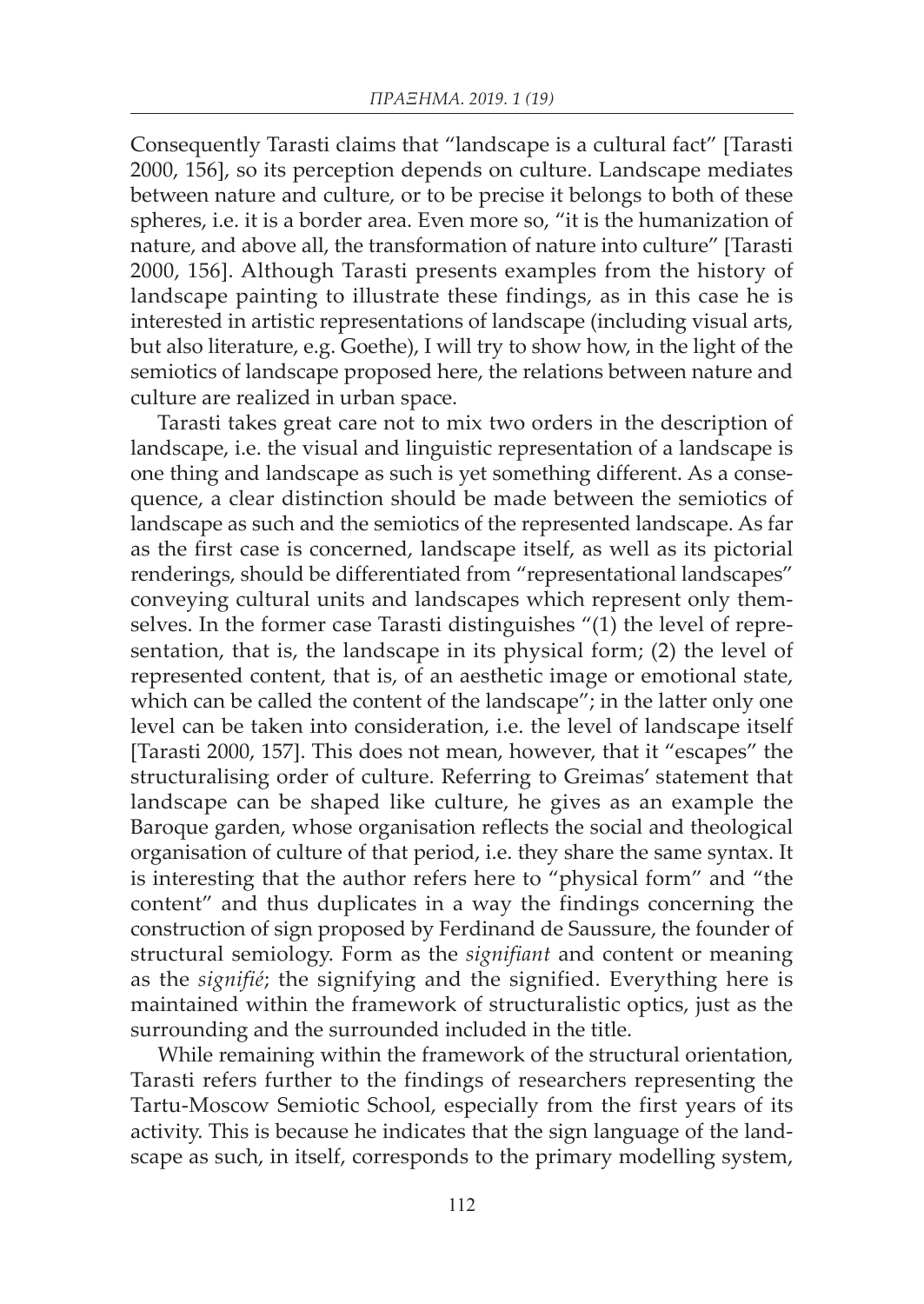Consequently Tarasti claims that "landscape is a cultural fact" [Tarasti 2000, 156], so its perception depends on culture. Landscape mediates between nature and culture, or to be precise it belongs to both of these spheres, i.e. it is a border area. Even more so, "it is the humanization of nature, and above all, the transformation of nature into culture" [Tarasti 2000, 156]. Although Tarasti presents examples from the history of landscape painting to illustrate these findings, as in this case he is interested in artistic representations of landscape (including visual arts, but also literature, e.g. Goethe), I will try to show how, in the light of the semiotics of landscape proposed here, the relations between nature and culture are realized in urban space.

Tarasti takes great care not to mix two orders in the description of landscape, i.e. the visual and linguistic representation of a landscape is one thing and landscape as such is yet something different. As a consequence, a clear distinction should be made between the semiotics of landscape as such and the semiotics of the represented landscape. As far as the first case is concerned, landscape itself, as well as its pictorial renderings, should be differentiated from "representational landscapes" conveying cultural units and landscapes which represent only themselves. In the former case Tarasti distinguishes "(1) the level of representation, that is, the landscape in its physical form; (2) the level of represented content, that is, of an aesthetic image or emotional state, which can be called the content of the landscape"; in the latter only one level can be taken into consideration, i.e. the level of landscape itself [Tarasti 2000, 157]. This does not mean, however, that it "escapes" the structuralising order of culture. Referring to Greimas' statement that landscape can be shaped like culture, he gives as an example the Baroque garden, whose organisation reflects the social and theological organisation of culture of that period, i.e. they share the same syntax. It is interesting that the author refers here to "physical form" and "the content" and thus duplicates in a way the findings concerning the construction of sign proposed by Ferdinand de Saussure, the founder of structural semiology. Form as the *signifiant* and content or meaning as the *signifié*; the signifying and the signified. Everything here is maintained within the framework of structuralistic optics, just as the surrounding and the surrounded included in the title.

While remaining within the framework of the structural orientation, Tarasti refers further to the findings of researchers representing the Tartu-Moscow Semiotic School, especially from the first years of its activity. This is because he indicates that the sign language of the landscape as such, in itself, corresponds to the primary modelling system,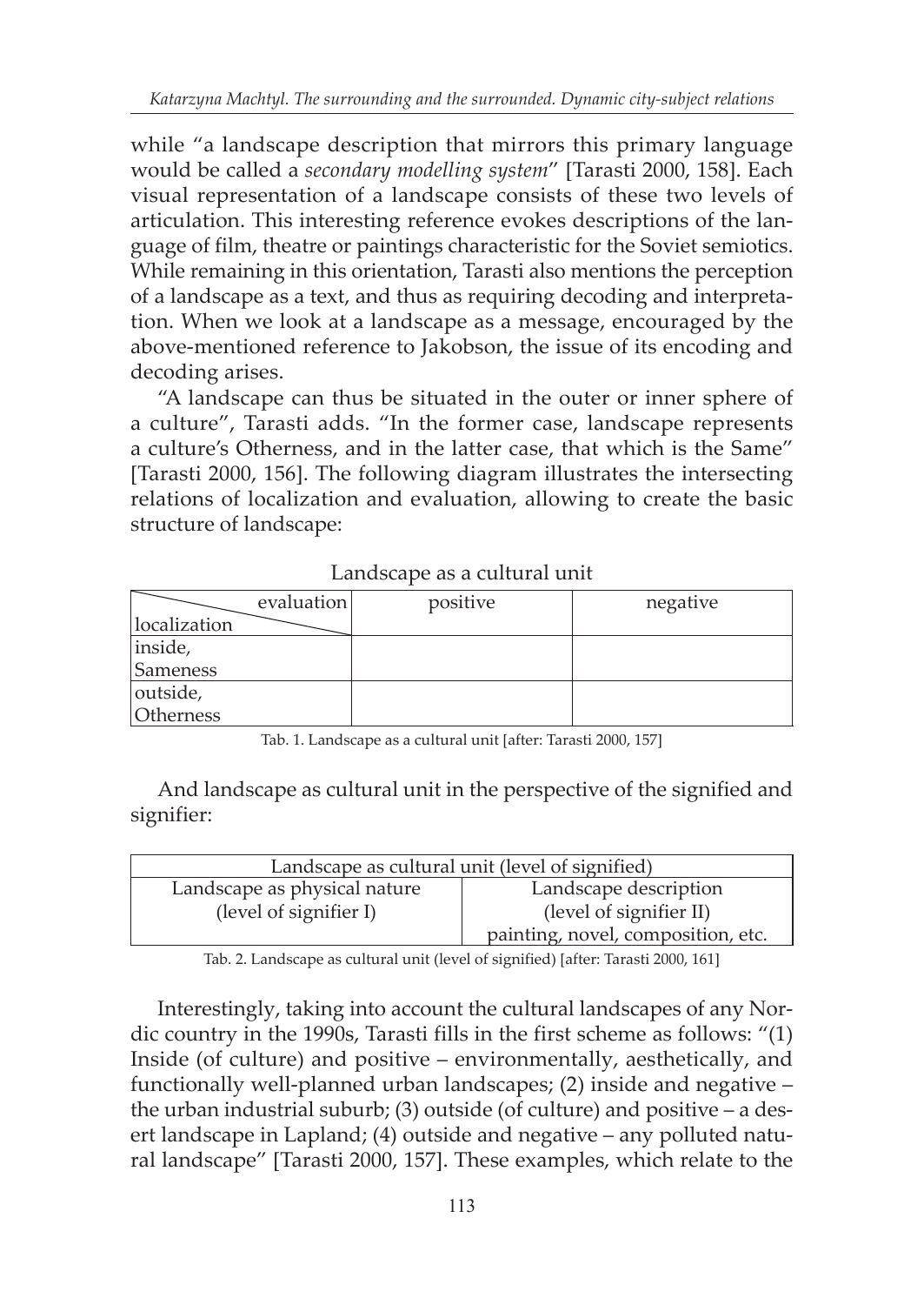while "a landscape description that mirrors this primary language would be called a *secondary modelling system*" [Tarasti 2000, 158]. Each visual representation of a landscape consists of these two levels of articulation. This interesting reference evokes descriptions of the language of film, theatre or paintings characteristic for the Soviet semiotics. While remaining in this orientation, Tarasti also mentions the perception of a landscape as a text, and thus as requiring decoding and interpretation. When we look at a landscape as a message, encouraged by the above-mentioned reference to Jakobson, the issue of its encoding and decoding arises.

"A landscape can thus be situated in the outer or inner sphere of a culture", Tarasti adds. "In the former case, landscape represents a culture's Otherness, and in the latter case, that which is the Same" [Tarasti 2000, 156]. The following diagram illustrates the intersecting relations of localization and evaluation, allowing to create the basic structure of landscape:

Landscape as a cultural unit

| evaluation / localization | positive | negative |
|---|---|---|
| inside, Sameness | | |
| outside, Otherness | | |

Tab. 1. Landscape as a cultural unit [after: Tarasti 2000, 157]

And landscape as cultural unit in the perspective of the signified and signifier:

| Landscape as cultural unit (level of signified) | |
|---|---|
| Landscape as physical nature (level of signifier I) | Landscape description (level of signifier II) painting, novel, composition, etc. |

Tab. 2. Landscape as cultural unit (level of signified) [after: Tarasti 2000, 161]

Interestingly, taking into account the cultural landscapes of any Nordic country in the 1990s, Tarasti fills in the first scheme as follows: "(1) Inside (of culture) and positive – environmentally, aesthetically, and functionally well-planned urban landscapes; (2) inside and negative – the urban industrial suburb; (3) outside (of culture) and positive – a desert landscape in Lapland; (4) outside and negative – any polluted natural landscape" [Tarasti 2000, 157]. These examples, which relate to the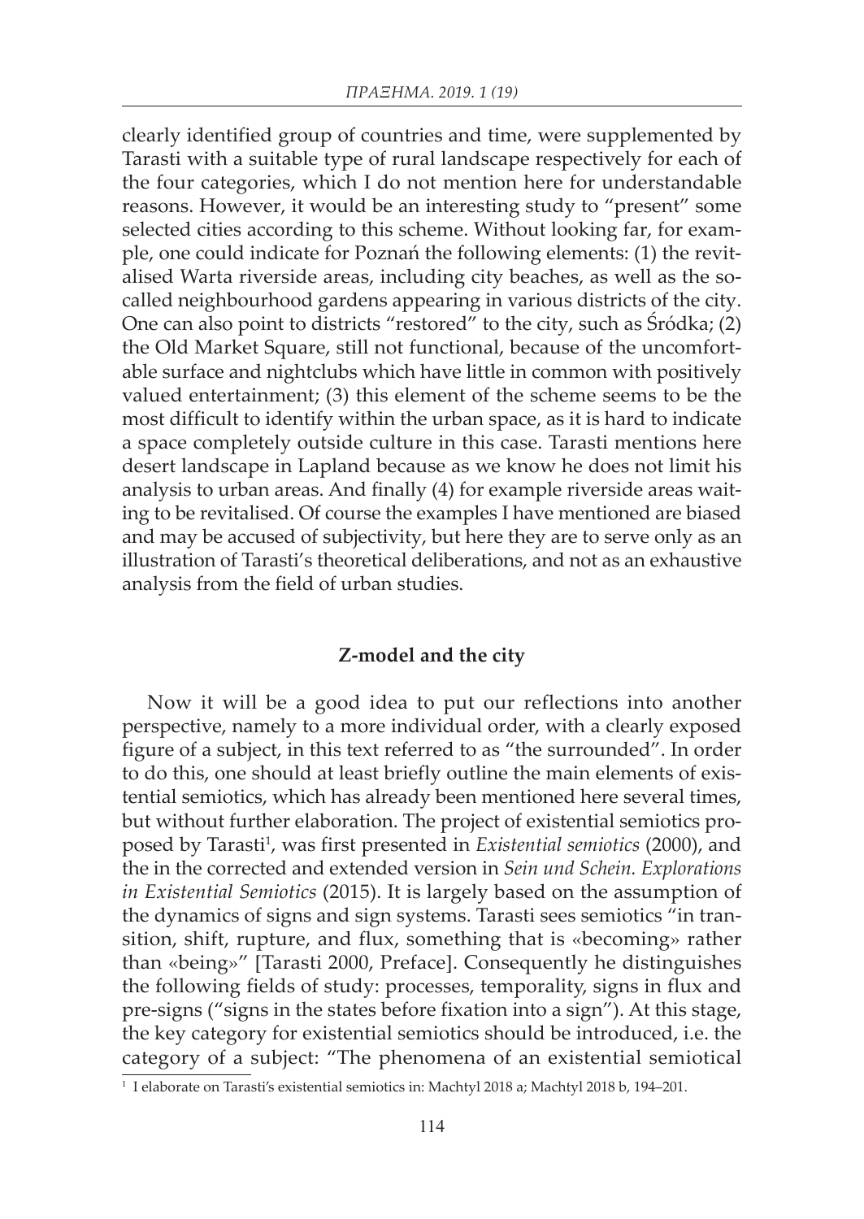clearly identified group of countries and time, were supplemented by Tarasti with a suitable type of rural landscape respectively for each of the four categories, which I do not mention here for understandable reasons. However, it would be an interesting study to "present" some selected cities according to this scheme. Without looking far, for example, one could indicate for Poznań the following elements: (1) the revitalised Warta riverside areas, including city beaches, as well as the so-called neighbourhood gardens appearing in various districts of the city. One can also point to districts "restored" to the city, such as Śródka; (2) the Old Market Square, still not functional, because of the uncomfortable surface and nightclubs which have little in common with positively valued entertainment; (3) this element of the scheme seems to be the most difficult to identify within the urban space, as it is hard to indicate a space completely outside culture in this case. Tarasti mentions here desert landscape in Lapland because as we know he does not limit his analysis to urban areas. And finally (4) for example riverside areas waiting to be revitalised. Of course the examples I have mentioned are biased and may be accused of subjectivity, but here they are to serve only as an illustration of Tarasti's theoretical deliberations, and not as an exhaustive analysis from the field of urban studies.

## Z-model and the city

Now it will be a good idea to put our reflections into another perspective, namely to a more individual order, with a clearly exposed figure of a subject, in this text referred to as "the surrounded". In order to do this, one should at least briefly outline the main elements of existential semiotics, which has already been mentioned here several times, but without further elaboration. The project of existential semiotics proposed by Tarasti[1], was first presented in *Existential semiotics* (2000), and the in the corrected and extended version in *Sein und Schein. Explorations in Existential Semiotics* (2015). It is largely based on the assumption of the dynamics of signs and sign systems. Tarasti sees semiotics "in transition, shift, rupture, and flux, something that is «becoming» rather than «being»" [Tarasti 2000, Preface]. Consequently he distinguishes the following fields of study: processes, temporality, signs in flux and pre-signs ("signs in the states before fixation into a sign"). At this stage, the key category for existential semiotics should be introduced, i.e. the category of a subject: "The phenomena of an existential semiotical

[1] I elaborate on Tarasti's existential semiotics in: Machtyl 2018 a; Machtyl 2018 b, 194–201.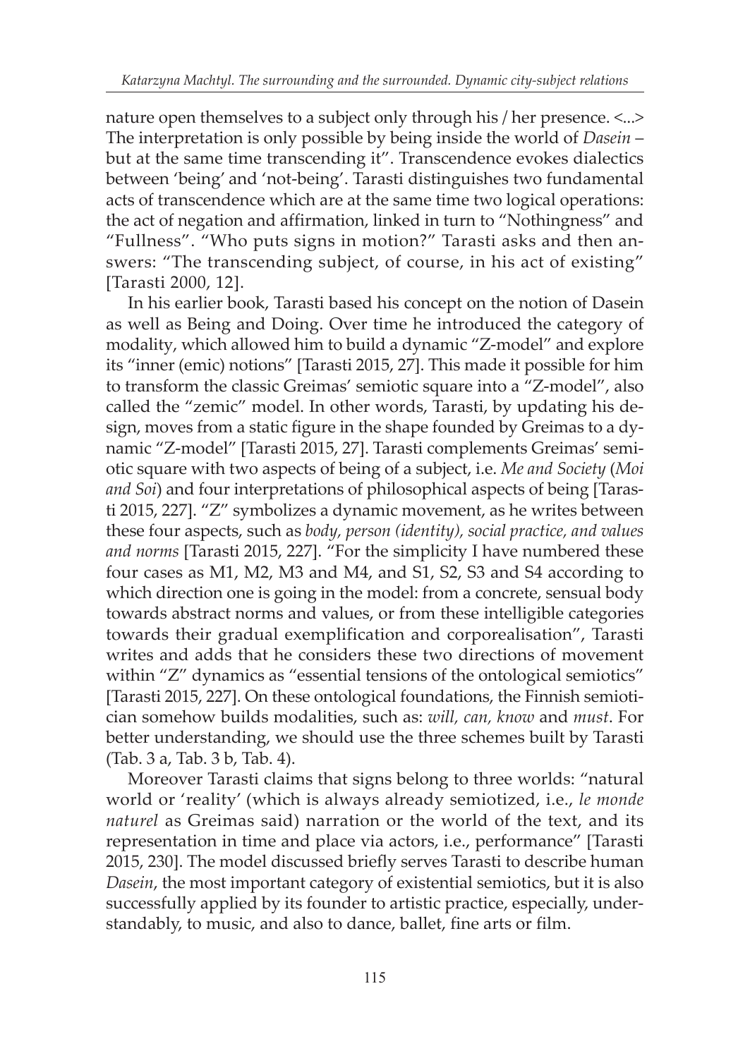nature open themselves to a subject only through his / her presence. <...> The interpretation is only possible by being inside the world of *Dasein* – but at the same time transcending it". Transcendence evokes dialectics between 'being' and 'not-being'. Tarasti distinguishes two fundamental acts of transcendence which are at the same time two logical operations: the act of negation and affirmation, linked in turn to "Nothingness" and "Fullness". "Who puts signs in motion?" Tarasti asks and then answers: "The transcending subject, of course, in his act of existing" [Tarasti 2000, 12].

In his earlier book, Tarasti based his concept on the notion of Dasein as well as Being and Doing. Over time he introduced the category of modality, which allowed him to build a dynamic "Z-model" and explore its "inner (emic) notions" [Tarasti 2015, 27]. This made it possible for him to transform the classic Greimas' semiotic square into a "Z-model", also called the "zemic" model. In other words, Tarasti, by updating his design, moves from a static figure in the shape founded by Greimas to a dynamic "Z-model" [Tarasti 2015, 27]. Tarasti complements Greimas' semiotic square with two aspects of being of a subject, i.e. *Me and Society* (*Moi and Soi*) and four interpretations of philosophical aspects of being [Tarasti 2015, 227]. "Z" symbolizes a dynamic movement, as he writes between these four aspects, such as *body, person (identity), social practice, and values and norms* [Tarasti 2015, 227]. "For the simplicity I have numbered these four cases as M1, M2, M3 and M4, and S1, S2, S3 and S4 according to which direction one is going in the model: from a concrete, sensual body towards abstract norms and values, or from these intelligible categories towards their gradual exemplification and corporealisation", Tarasti writes and adds that he considers these two directions of movement within "Z" dynamics as "essential tensions of the ontological semiotics" [Tarasti 2015, 227]. On these ontological foundations, the Finnish semiotician somehow builds modalities, such as: *will, can, know* and *must*. For better understanding, we should use the three schemes built by Tarasti (Tab. 3 a, Tab. 3 b, Tab. 4).

Moreover Tarasti claims that signs belong to three worlds: "natural world or 'reality' (which is always already semiotized, i.e., *le monde naturel* as Greimas said) narration or the world of the text, and its representation in time and place via actors, i.e., performance" [Tarasti 2015, 230]. The model discussed briefly serves Tarasti to describe human *Dasein*, the most important category of existential semiotics, but it is also successfully applied by its founder to artistic practice, especially, understandably, to music, and also to dance, ballet, fine arts or film.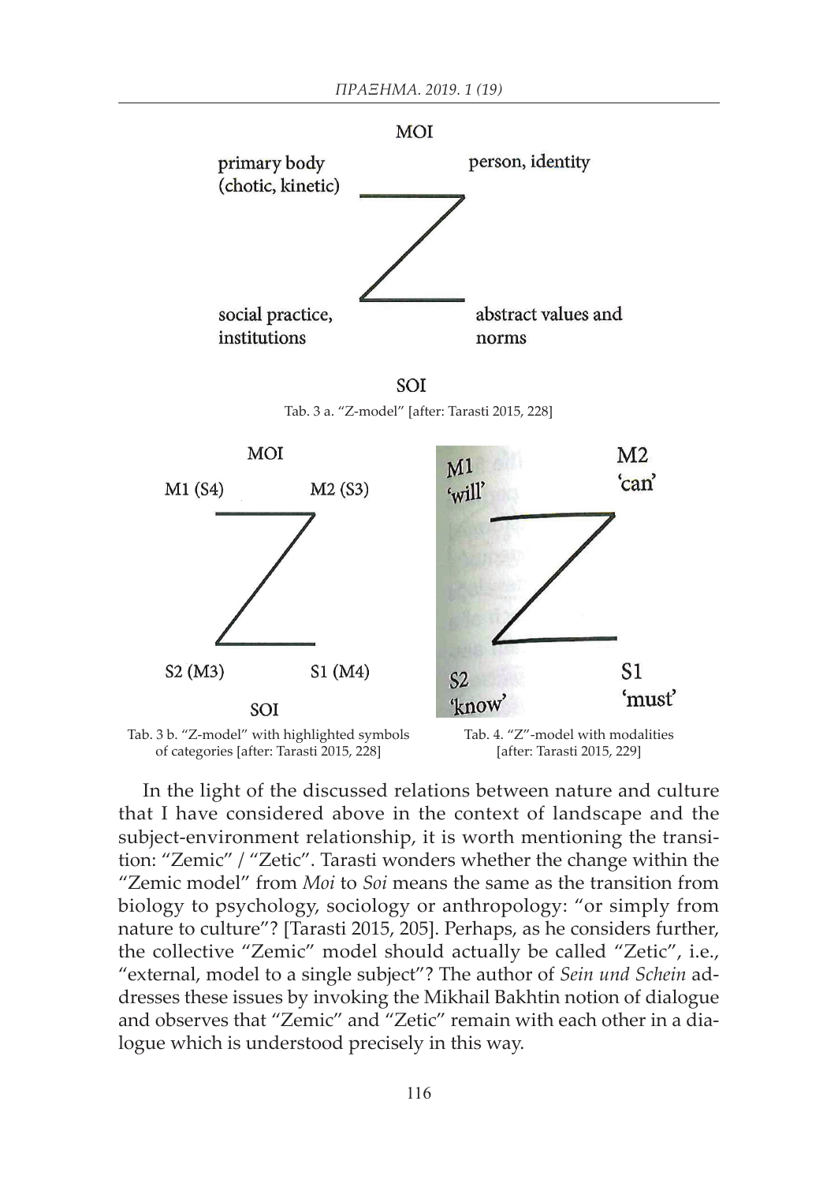MOI

primary body (chotic, kinetic) — person, identity

social practice, institutions — abstract values and norms

SOI

Tab. 3 a. "Z-model" [after: Tarasti 2015, 228]

MOI

M1 (S4) — M2 (S3)

S2 (M3) — S1 (M4)

SOI

Tab. 3 b. "Z-model" with highlighted symbols of categories [after: Tarasti 2015, 228]

M1 'will' — M2 'can'

S2 'know' — S1 'must'

Tab. 4. "Z"-model with modalities [after: Tarasti 2015, 229]

In the light of the discussed relations between nature and culture that I have considered above in the context of landscape and the subject-environment relationship, it is worth mentioning the transition: "Zemic" / "Zetic". Tarasti wonders whether the change within the "Zemic model" from *Moi* to *Soi* means the same as the transition from biology to psychology, sociology or anthropology: "or simply from nature to culture"? [Tarasti 2015, 205]. Perhaps, as he considers further, the collective "Zemic" model should actually be called "Zetic", i.e., "external, model to a single subject"? The author of *Sein und Schein* addresses these issues by invoking the Mikhail Bakhtin notion of dialogue and observes that "Zemic" and "Zetic" remain with each other in a dialogue which is understood precisely in this way.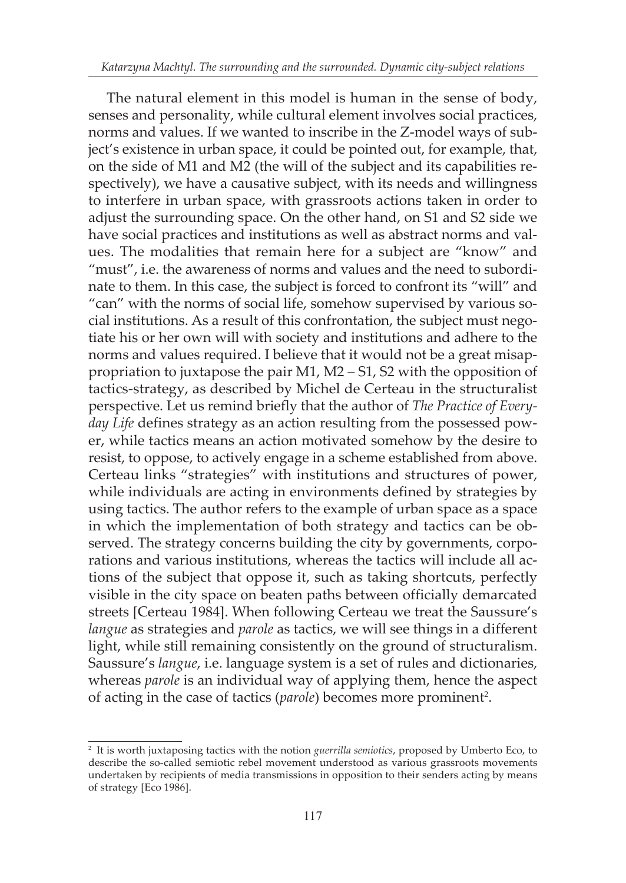The natural element in this model is human in the sense of body, senses and personality, while cultural element involves social practices, norms and values. If we wanted to inscribe in the Z-model ways of subject's existence in urban space, it could be pointed out, for example, that, on the side of M1 and M2 (the will of the subject and its capabilities respectively), we have a causative subject, with its needs and willingness to interfere in urban space, with grassroots actions taken in order to adjust the surrounding space. On the other hand, on S1 and S2 side we have social practices and institutions as well as abstract norms and values. The modalities that remain here for a subject are "know" and "must", i.e. the awareness of norms and values and the need to subordinate to them. In this case, the subject is forced to confront its "will" and "can" with the norms of social life, somehow supervised by various social institutions. As a result of this confrontation, the subject must negotiate his or her own will with society and institutions and adhere to the norms and values required. I believe that it would not be a great misappropriation to juxtapose the pair M1, M2 – S1, S2 with the opposition of tactics-strategy, as described by Michel de Certeau in the structuralist perspective. Let us remind briefly that the author of *The Practice of Everyday Life* defines strategy as an action resulting from the possessed power, while tactics means an action motivated somehow by the desire to resist, to oppose, to actively engage in a scheme established from above. Certeau links "strategies" with institutions and structures of power, while individuals are acting in environments defined by strategies by using tactics. The author refers to the example of urban space as a space in which the implementation of both strategy and tactics can be observed. The strategy concerns building the city by governments, corporations and various institutions, whereas the tactics will include all actions of the subject that oppose it, such as taking shortcuts, perfectly visible in the city space on beaten paths between officially demarcated streets [Certeau 1984]. When following Certeau we treat the Saussure's *langue* as strategies and *parole* as tactics, we will see things in a different light, while still remaining consistently on the ground of structuralism. Saussure's *langue*, i.e. language system is a set of rules and dictionaries, whereas *parole* is an individual way of applying them, hence the aspect of acting in the case of tactics (*parole*) becomes more prominent[2].

[2] It is worth juxtaposing tactics with the notion *guerrilla semiotics*, proposed by Umberto Eco, to describe the so-called semiotic rebel movement understood as various grassroots movements undertaken by recipients of media transmissions in opposition to their senders acting by means of strategy [Eco 1986].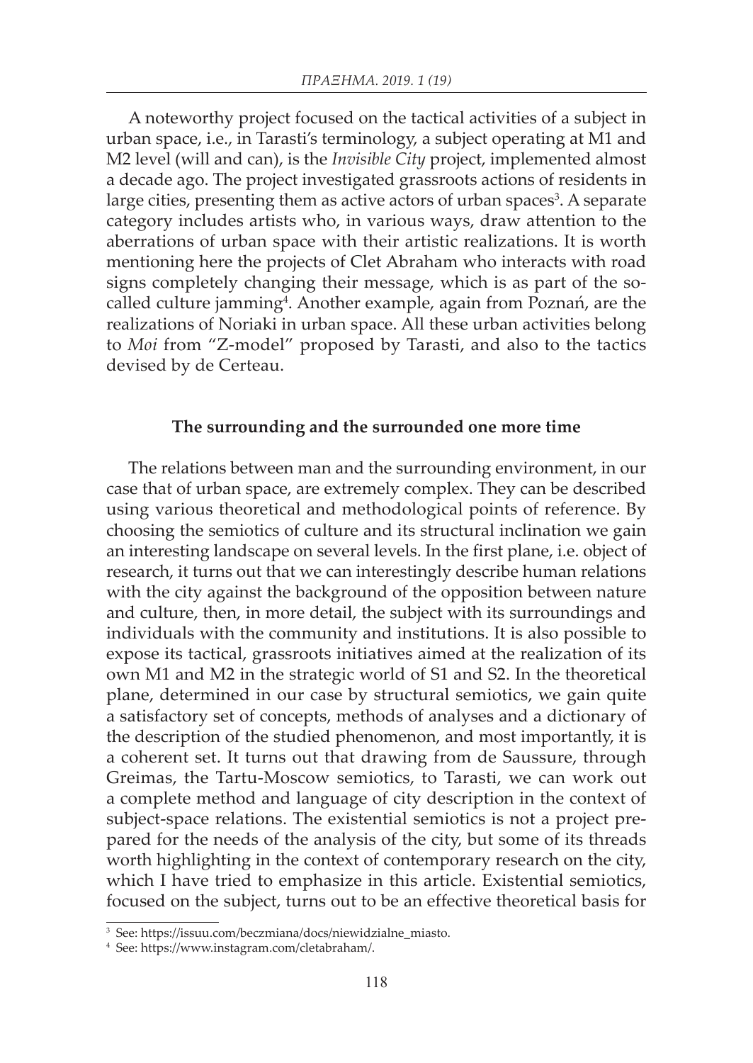A noteworthy project focused on the tactical activities of a subject in urban space, i.e., in Tarasti's terminology, a subject operating at M1 and M2 level (will and can), is the *Invisible City* project, implemented almost a decade ago. The project investigated grassroots actions of residents in large cities, presenting them as active actors of urban spaces[3]. A separate category includes artists who, in various ways, draw attention to the aberrations of urban space with their artistic realizations. It is worth mentioning here the projects of Clet Abraham who interacts with road signs completely changing their message, which is as part of the so-called culture jamming[4]. Another example, again from Poznań, are the realizations of Noriaki in urban space. All these urban activities belong to *Moi* from "Z-model" proposed by Tarasti, and also to the tactics devised by de Certeau.

## The surrounding and the surrounded one more time

The relations between man and the surrounding environment, in our case that of urban space, are extremely complex. They can be described using various theoretical and methodological points of reference. By choosing the semiotics of culture and its structural inclination we gain an interesting landscape on several levels. In the first plane, i.e. object of research, it turns out that we can interestingly describe human relations with the city against the background of the opposition between nature and culture, then, in more detail, the subject with its surroundings and individuals with the community and institutions. It is also possible to expose its tactical, grassroots initiatives aimed at the realization of its own M1 and M2 in the strategic world of S1 and S2. In the theoretical plane, determined in our case by structural semiotics, we gain quite a satisfactory set of concepts, methods of analyses and a dictionary of the description of the studied phenomenon, and most importantly, it is a coherent set. It turns out that drawing from de Saussure, through Greimas, the Tartu-Moscow semiotics, to Tarasti, we can work out a complete method and language of city description in the context of subject-space relations. The existential semiotics is not a project prepared for the needs of the analysis of the city, but some of its threads worth highlighting in the context of contemporary research on the city, which I have tried to emphasize in this article. Existential semiotics, focused on the subject, turns out to be an effective theoretical basis for

[3] See: https://issuu.com/beczmiana/docs/niewidzialne_miasto.

[4] See: https://www.instagram.com/cletabraham/.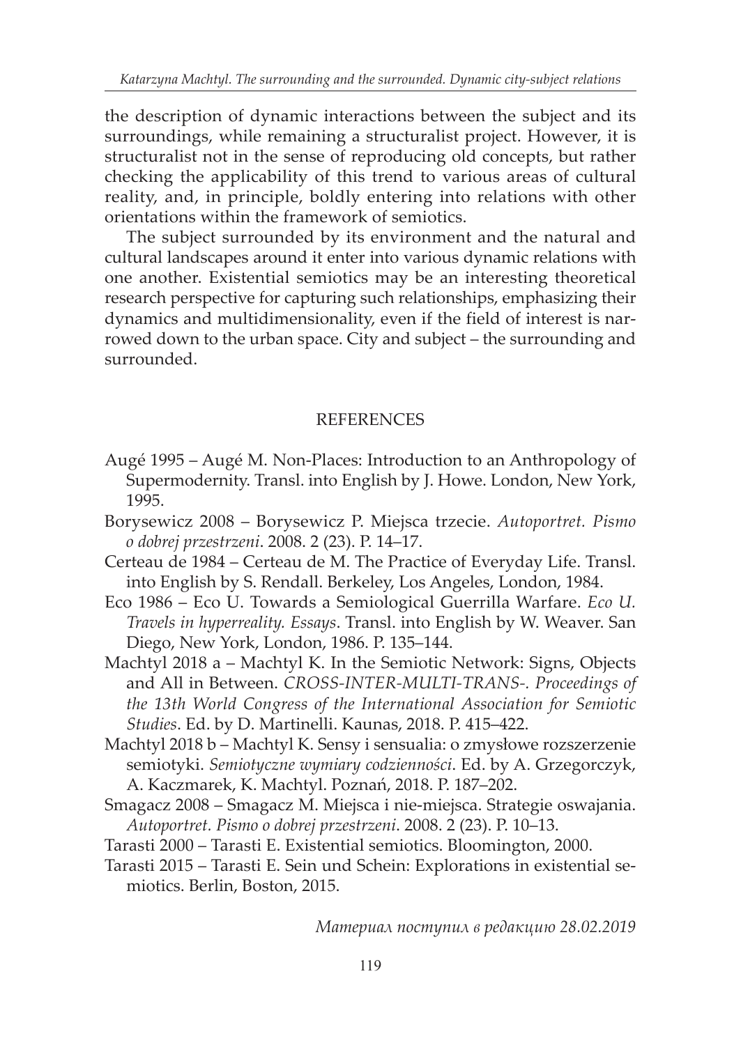the description of dynamic interactions between the subject and its surroundings, while remaining a structuralist project. However, it is structuralist not in the sense of reproducing old concepts, but rather checking the applicability of this trend to various areas of cultural reality, and, in principle, boldly entering into relations with other orientations within the framework of semiotics.

The subject surrounded by its environment and the natural and cultural landscapes around it enter into various dynamic relations with one another. Existential semiotics may be an interesting theoretical research perspective for capturing such relationships, emphasizing their dynamics and multidimensionality, even if the field of interest is narrowed down to the urban space. City and subject – the surrounding and surrounded.

## REFERENCES

Augé 1995 – Augé M. Non-Places: Introduction to an Anthropology of Supermodernity. Transl. into English by J. Howe. London, New York, 1995.

Borysewicz 2008 – Borysewicz P. Miejsca trzecie. *Autoportret. Pismo o dobrej przestrzeni*. 2008. 2 (23). P. 14–17.

Certeau de 1984 – Certeau de M. The Practice of Everyday Life. Transl. into English by S. Rendall. Berkeley, Los Angeles, London, 1984.

Eco 1986 – Eco U. Towards a Semiological Guerrilla Warfare. *Eco U. Travels in hyperreality. Essays*. Transl. into English by W. Weaver. San Diego, New York, London, 1986. P. 135–144.

Machtyl 2018 a – Machtyl K. In the Semiotic Network: Signs, Objects and All in Between. *CROSS-INTER-MULTI-TRANS-. Proceedings of the 13th World Congress of the International Association for Semiotic Studies*. Ed. by D. Martinelli. Kaunas, 2018. P. 415–422.

Machtyl 2018 b – Machtyl K. Sensy i sensualia: o zmysłowe rozszerzenie semiotyki. *Semiotyczne wymiary codzienności*. Ed. by A. Grzegorczyk, A. Kaczmarek, K. Machtyl. Poznań, 2018. P. 187–202.

Smagacz 2008 – Smagacz M. Miejsca i nie-miejsca. Strategie oswajania. *Autoportret. Pismo o dobrej przestrzeni*. 2008. 2 (23). P. 10–13.

Tarasti 2000 – Tarasti E. Existential semiotics. Bloomington, 2000.

Tarasti 2015 – Tarasti E. Sein und Schein: Explorations in existential semiotics. Berlin, Boston, 2015.

*Материал поступил в редакцию 28.02.2019*